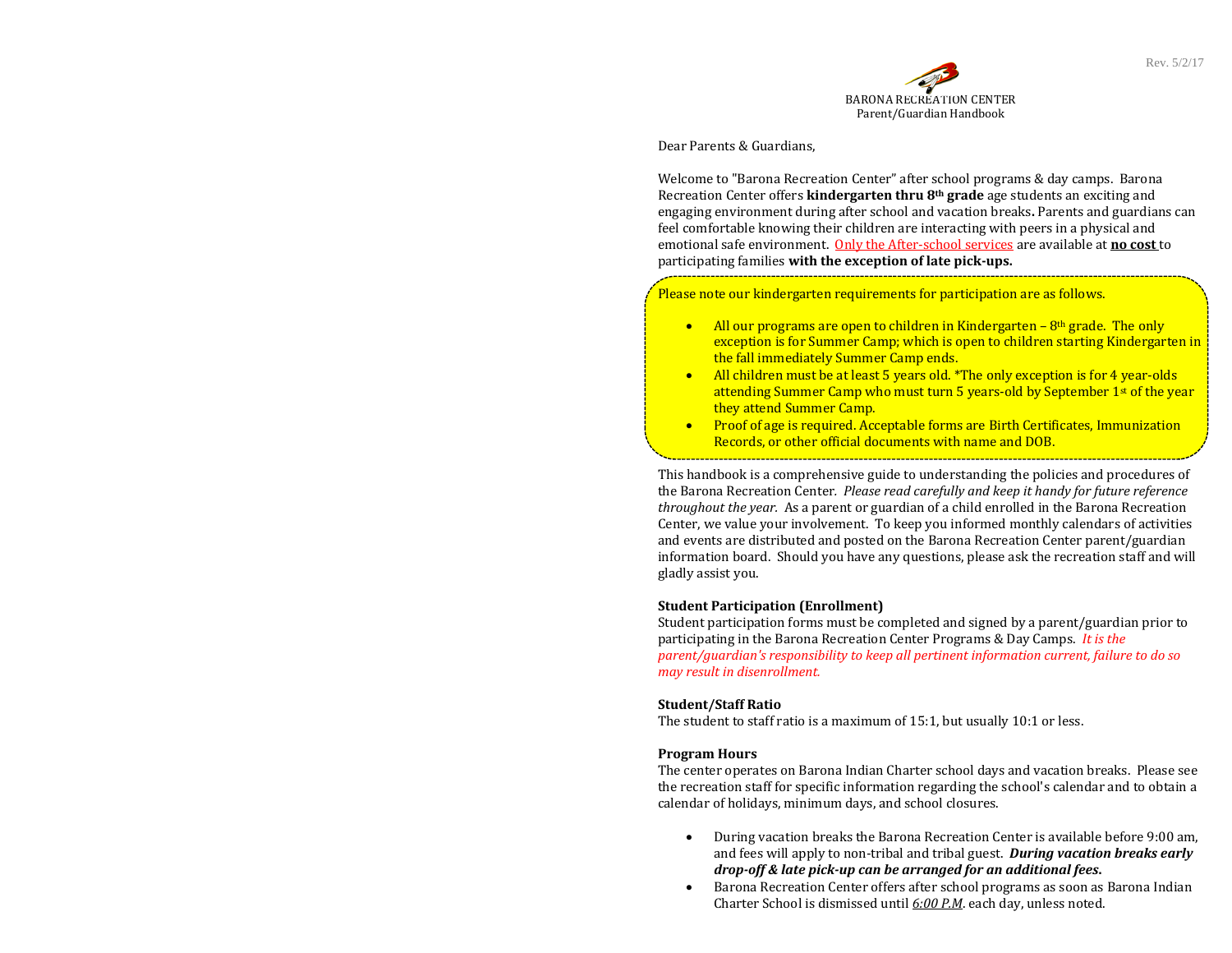BARONA RECREATION CENTER
Parent/Guardian Handbook

Dear Parents & Guardians,

Welcome to "Barona Recreation Center" after school programs & day camps. Barona Recreation Center offers **kindergarten thru 8th grade** age students an exciting and engaging environment during after school and vacation breaks**.** Parents and guardians can feel comfortable knowing their children are interacting with peers in a physical and emotional safe environment. Only the After-school services are available at **no cost** to participating families **with the exception of late pick-ups.**

Please note our kindergarten requirements for participation are as follows.

- All our programs are open to children in Kindergarten – 8th grade. The only exception is for Summer Camp; which is open to children starting Kindergarten in the fall immediately Summer Camp ends.
- All children must be at least 5 years old. *The only exception is for 4 year-olds attending Summer Camp who must turn 5 years-old by September 1st of the year they attend Summer Camp.
- Proof of age is required. Acceptable forms are Birth Certificates, Immunization Records, or other official documents with name and DOB.

This handbook is a comprehensive guide to understanding the policies and procedures of the Barona Recreation Center. *Please read carefully and keep it handy for future reference throughout the year.* As a parent or guardian of a child enrolled in the Barona Recreation Center, we value your involvement. To keep you informed monthly calendars of activities and events are distributed and posted on the Barona Recreation Center parent/guardian information board. Should you have any questions, please ask the recreation staff and will gladly assist you.

**Student Participation (Enrollment)**

Student participation forms must be completed and signed by a parent/guardian prior to participating in the Barona Recreation Center Programs & Day Camps. *It is the parent/guardian's responsibility to keep all pertinent information current, failure to do so may result in disenrollment.*

**Student/Staff Ratio**

The student to staff ratio is a maximum of 15:1, but usually 10:1 or less.

**Program Hours**

The center operates on Barona Indian Charter school days and vacation breaks. Please see the recreation staff for specific information regarding the school's calendar and to obtain a calendar of holidays, minimum days, and school closures.

- During vacation breaks the Barona Recreation Center is available before 9:00 am, and fees will apply to non-tribal and tribal guest. ***During vacation breaks early drop-off & late pick-up can be arranged for an additional fees.***
- Barona Recreation Center offers after school programs as soon as Barona Indian Charter School is dismissed until *6:00 P.M*. each day, unless noted.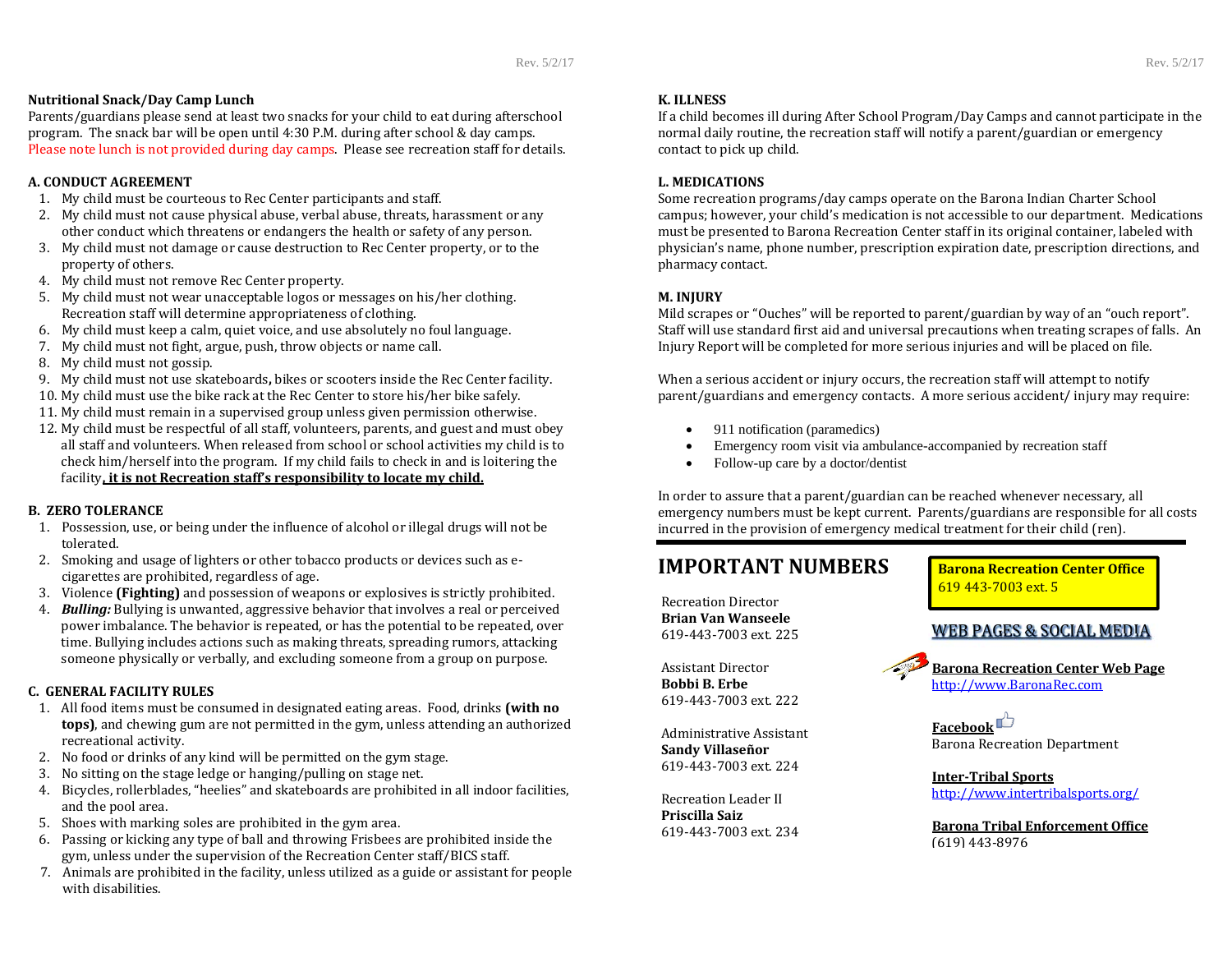**Nutritional Snack/Day Camp Lunch**

Parents/guardians please send at least two snacks for your child to eat during afterschool program. The snack bar will be open until 4:30 P.M. during after school & day camps. Please note lunch is not provided during day camps. Please see recreation staff for details.

**A. CONDUCT AGREEMENT**

1. My child must be courteous to Rec Center participants and staff.
2. My child must not cause physical abuse, verbal abuse, threats, harassment or any other conduct which threatens or endangers the health or safety of any person.
3. My child must not damage or cause destruction to Rec Center property, or to the property of others.
4. My child must not remove Rec Center property.
5. My child must not wear unacceptable logos or messages on his/her clothing. Recreation staff will determine appropriateness of clothing.
6. My child must keep a calm, quiet voice, and use absolutely no foul language.
7. My child must not fight, argue, push, throw objects or name call.
8. My child must not gossip.
9. My child must not use skateboards**,** bikes or scooters inside the Rec Center facility.
10. My child must use the bike rack at the Rec Center to store his/her bike safely.
11. My child must remain in a supervised group unless given permission otherwise.
12. My child must be respectful of all staff, volunteers, parents, and guest and must obey all staff and volunteers. When released from school or school activities my child is to check him/herself into the program. If my child fails to check in and is loitering the facility**, it is not Recreation staff's responsibility to locate my child.**

**B. ZERO TOLERANCE**

1. Possession, use, or being under the influence of alcohol or illegal drugs will not be tolerated.
2. Smoking and usage of lighters or other tobacco products or devices such as e-cigarettes are prohibited, regardless of age.
3. Violence **(Fighting)** and possession of weapons or explosives is strictly prohibited.
4. ***Bulling:*** Bullying is unwanted, aggressive behavior that involves a real or perceived power imbalance. The behavior is repeated, or has the potential to be repeated, over time. Bullying includes actions such as making threats, spreading rumors, attacking someone physically or verbally, and excluding someone from a group on purpose.

**C. GENERAL FACILITY RULES**

1. All food items must be consumed in designated eating areas. Food, drinks **(with no tops)**, and chewing gum are not permitted in the gym, unless attending an authorized recreational activity.
2. No food or drinks of any kind will be permitted on the gym stage.
3. No sitting on the stage ledge or hanging/pulling on stage net.
4. Bicycles, rollerblades, "heelies" and skateboards are prohibited in all indoor facilities, and the pool area.
5. Shoes with marking soles are prohibited in the gym area.
6. Passing or kicking any type of ball and throwing Frisbees are prohibited inside the gym, unless under the supervision of the Recreation Center staff/BICS staff.
7. Animals are prohibited in the facility, unless utilized as a guide or assistant for people with disabilities.

**K. ILLNESS**

If a child becomes ill during After School Program/Day Camps and cannot participate in the normal daily routine, the recreation staff will notify a parent/guardian or emergency contact to pick up child.

**L. MEDICATIONS**

Some recreation programs/day camps operate on the Barona Indian Charter School campus; however, your child's medication is not accessible to our department. Medications must be presented to Barona Recreation Center staff in its original container, labeled with physician's name, phone number, prescription expiration date, prescription directions, and pharmacy contact.

**M. INJURY**

Mild scrapes or "Ouches" will be reported to parent/guardian by way of an "ouch report". Staff will use standard first aid and universal precautions when treating scrapes of falls. An Injury Report will be completed for more serious injuries and will be placed on file.

When a serious accident or injury occurs, the recreation staff will attempt to notify parent/guardians and emergency contacts. A more serious accident/ injury may require:

- 911 notification (paramedics)
- Emergency room visit via ambulance-accompanied by recreation staff
- Follow-up care by a doctor/dentist

In order to assure that a parent/guardian can be reached whenever necessary, all emergency numbers must be kept current. Parents/guardians are responsible for all costs incurred in the provision of emergency medical treatment for their child (ren).

# IMPORTANT NUMBERS

**Barona Recreation Center Office**
619 443-7003 ext. 5

Recreation Director
**Brian Van Wanseele**
619-443-7003 ext. 225

Assistant Director
**Bobbi B. Erbe**
619-443-7003 ext. 222

Administrative Assistant
**Sandy Villaseñor**
619-443-7003 ext. 224

Recreation Leader II
**Priscilla Saiz**
619-443-7003 ext. 234

## WEB PAGES & SOCIAL MEDIA

**Barona Recreation Center Web Page**
http://www.BaronaRec.com

**Facebook**
Barona Recreation Department

**Inter-Tribal Sports**
http://www.intertribalsports.org/

**Barona Tribal Enforcement Office**
(619) 443-8976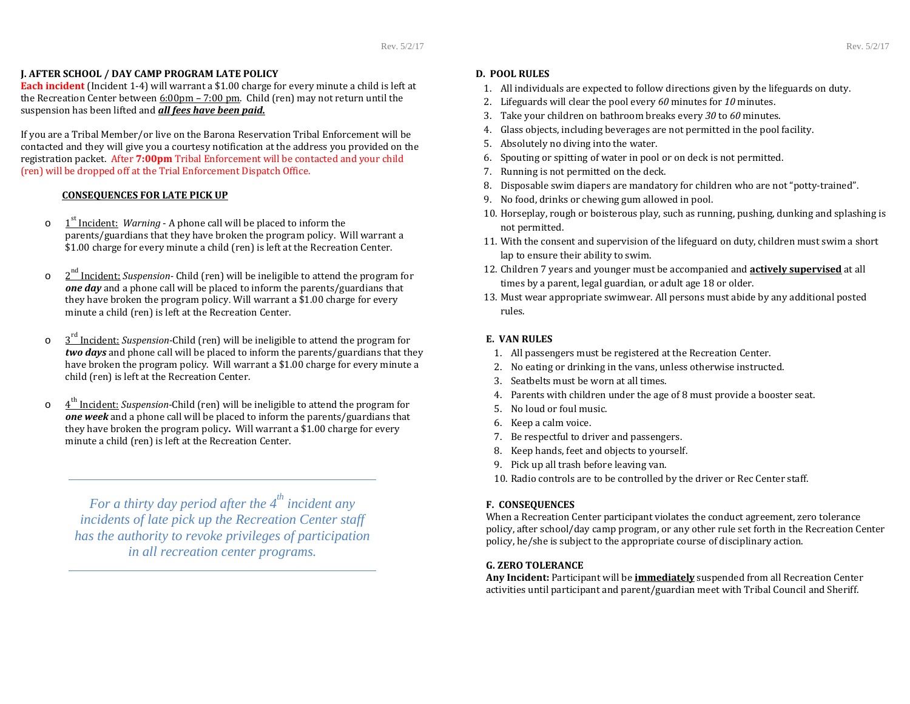## J. AFTER SCHOOL / DAY CAMP PROGRAM LATE POLICY

**Each incident** (Incident 1-4) will warrant a $1.00 charge for every minute a child is left at the Recreation Center between 6:00pm – 7:00 pm. Child (ren) may not return until the suspension has been lifted and ***all fees have been paid.***

If you are a Tribal Member/or live on the Barona Reservation Tribal Enforcement will be contacted and they will give you a courtesy notification at the address you provided on the registration packet. After **7:00pm** Tribal Enforcement will be contacted and your child (ren) will be dropped off at the Trial Enforcement Dispatch Office.

### CONSEQUENCES FOR LATE PICK UP

- 1st Incident: *Warning* - A phone call will be placed to inform the parents/guardians that they have broken the program policy. Will warrant a $1.00 charge for every minute a child (ren) is left at the Recreation Center.
- 2nd Incident: *Suspension*- Child (ren) will be ineligible to attend the program for ***one day*** and a phone call will be placed to inform the parents/guardians that they have broken the program policy. Will warrant a $1.00 charge for every minute a child (ren) is left at the Recreation Center.
- 3rd Incident: *Suspension*-Child (ren) will be ineligible to attend the program for ***two days*** and phone call will be placed to inform the parents/guardians that they have broken the program policy. Will warrant a $1.00 charge for every minute a child (ren) is left at the Recreation Center.
- 4th Incident: *Suspension*-Child (ren) will be ineligible to attend the program for ***one week*** and a phone call will be placed to inform the parents/guardians that they have broken the program policy**.** Will warrant a $1.00 charge for every minute a child (ren) is left at the Recreation Center.

*For a thirty day period after the 4th incident any incidents of late pick up the Recreation Center staff has the authority to revoke privileges of participation in all recreation center programs.*

## D. POOL RULES

1. All individuals are expected to follow directions given by the lifeguards on duty.
2. Lifeguards will clear the pool every *60* minutes for *10* minutes.
3. Take your children on bathroom breaks every *30* to *60* minutes.
4. Glass objects, including beverages are not permitted in the pool facility.
5. Absolutely no diving into the water.
6. Spouting or spitting of water in pool or on deck is not permitted.
7. Running is not permitted on the deck.
8. Disposable swim diapers are mandatory for children who are not "potty-trained".
9. No food, drinks or chewing gum allowed in pool.
10. Horseplay, rough or boisterous play, such as running, pushing, dunking and splashing is not permitted.
11. With the consent and supervision of the lifeguard on duty, children must swim a short lap to ensure their ability to swim.
12. Children 7 years and younger must be accompanied and **actively supervised** at all times by a parent, legal guardian, or adult age 18 or older.
13. Must wear appropriate swimwear. All persons must abide by any additional posted rules.

## E. VAN RULES

1. All passengers must be registered at the Recreation Center.
2. No eating or drinking in the vans, unless otherwise instructed.
3. Seatbelts must be worn at all times.
4. Parents with children under the age of 8 must provide a booster seat.
5. No loud or foul music.
6. Keep a calm voice.
7. Be respectful to driver and passengers.
8. Keep hands, feet and objects to yourself.
9. Pick up all trash before leaving van.
10. Radio controls are to be controlled by the driver or Rec Center staff.

## F. CONSEQUENCES

When a Recreation Center participant violates the conduct agreement, zero tolerance policy, after school/day camp program, or any other rule set forth in the Recreation Center policy, he/she is subject to the appropriate course of disciplinary action.

## G. ZERO TOLERANCE

**Any Incident:** Participant will be **immediately** suspended from all Recreation Center activities until participant and parent/guardian meet with Tribal Council and Sheriff.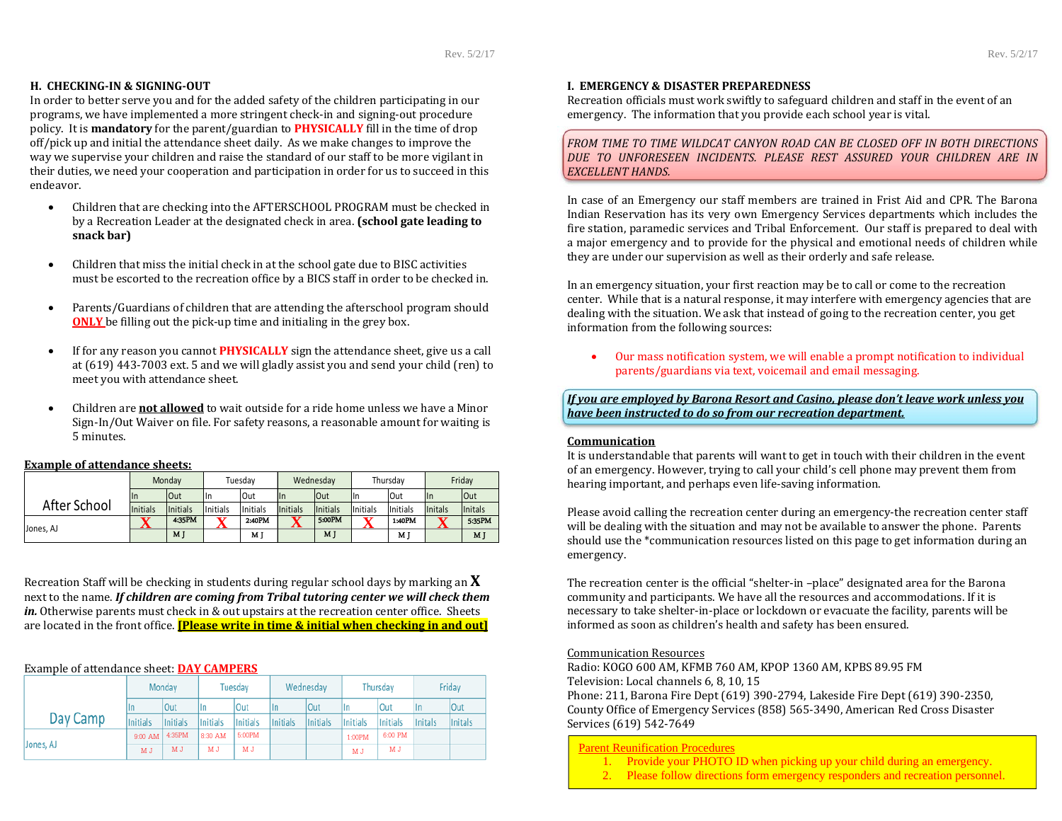## H. CHECKING-IN & SIGNING-OUT

In order to better serve you and for the added safety of the children participating in our programs, we have implemented a more stringent check-in and signing-out procedure policy. It is **mandatory** for the parent/guardian to **PHYSICALLY** fill in the time of drop off/pick up and initial the attendance sheet daily. As we make changes to improve the way we supervise your children and raise the standard of our staff to be more vigilant in their duties, we need your cooperation and participation in order for us to succeed in this endeavor.

- Children that are checking into the AFTERSCHOOL PROGRAM must be checked in by a Recreation Leader at the designated check in area. **(school gate leading to snack bar)**
- Children that miss the initial check in at the school gate due to BISC activities must be escorted to the recreation office by a BICS staff in order to be checked in.
- Parents/Guardians of children that are attending the afterschool program should **ONLY** be filling out the pick-up time and initialing in the grey box.
- If for any reason you cannot **PHYSICALLY** sign the attendance sheet, give us a call at (619) 443-7003 ext. 5 and we will gladly assist you and send your child (ren) to meet you with attendance sheet.
- Children are **not allowed** to wait outside for a ride home unless we have a Minor Sign-In/Out Waiver on file. For safety reasons, a reasonable amount for waiting is 5 minutes.

**Example of attendance sheets:**

| After School | Monday | | Tuesday | | Wednesday | | Thursday | | Friday | |
|---|---|---|---|---|---|---|---|---|---|---|
| | In | Out | In | Out | In | Out | In | Out | In | Out |
| | Initials | Initials | Initials | Initials | Initials | Initials | Initials | Initials | Initals | Initals |
| Jones, AJ | X | 4:35PM<br>M J | X | 2:40PM<br>M J | X | 5:00PM<br>M J | X | 1:40PM<br>M J | X | 5:35PM<br>M J |

Recreation Staff will be checking in students during regular school days by marking an **X** next to the name. ***If children are coming from Tribal tutoring center we will check them in.*** Otherwise parents must check in & out upstairs at the recreation center office. Sheets are located in the front office. **[Please write in time & initial when checking in and out]**

Example of attendance sheet: **DAY CAMPERS**

| Day Camp | Monday | | Tuesday | | Wednesday | | Thursday | | Friday | |
|---|---|---|---|---|---|---|---|---|---|---|
| | In | Out | In | Out | In | Out | In | Out | In | Out |
| | Initials | Initials | Initials | Initials | Initials | Initials | Initials | Initials | Initals | Initals |
| Jones, AJ | 9:00 AM<br>M J | 4:35PM<br>M J | 8:30 AM<br>M J | 5:00PM<br>M J | | | 1:00PM<br>M J | 6:00 PM<br>M J | | |

## I. EMERGENCY & DISASTER PREPAREDNESS

Recreation officials must work swiftly to safeguard children and staff in the event of an emergency. The information that you provide each school year is vital.

*FROM TIME TO TIME WILDCAT CANYON ROAD CAN BE CLOSED OFF IN BOTH DIRECTIONS DUE TO UNFORESEEN INCIDENTS. PLEASE REST ASSURED YOUR CHILDREN ARE IN EXCELLENT HANDS.*

In case of an Emergency our staff members are trained in Frist Aid and CPR. The Barona Indian Reservation has its very own Emergency Services departments which includes the fire station, paramedic services and Tribal Enforcement. Our staff is prepared to deal with a major emergency and to provide for the physical and emotional needs of children while they are under our supervision as well as their orderly and safe release.

In an emergency situation, your first reaction may be to call or come to the recreation center. While that is a natural response, it may interfere with emergency agencies that are dealing with the situation. We ask that instead of going to the recreation center, you get information from the following sources:

- Our mass notification system, we will enable a prompt notification to individual parents/guardians via text, voicemail and email messaging.

***If you are employed by Barona Resort and Casino, please don't leave work unless you have been instructed to do so from our recreation department.***

**Communication**

It is understandable that parents will want to get in touch with their children in the event of an emergency. However, trying to call your child's cell phone may prevent them from hearing important, and perhaps even life-saving information.

Please avoid calling the recreation center during an emergency-the recreation center staff will be dealing with the situation and may not be available to answer the phone. Parents should use the *communication resources listed on this page to get information during an emergency.

The recreation center is the official "shelter-in –place" designated area for the Barona community and participants. We have all the resources and accommodations. If it is necessary to take shelter-in-place or lockdown or evacuate the facility, parents will be informed as soon as children's health and safety has been ensured.

Communication Resources

Radio: KOGO 600 AM, KFMB 760 AM, KPOP 1360 AM, KPBS 89.95 FM

Television: Local channels 6, 8, 10, 15

Phone: 211, Barona Fire Dept (619) 390-2794, Lakeside Fire Dept (619) 390-2350, County Office of Emergency Services (858) 565-3490, American Red Cross Disaster Services (619) 542-7649

Parent Reunification Procedures

1. Provide your PHOTO ID when picking up your child during an emergency.
2. Please follow directions form emergency responders and recreation personnel.